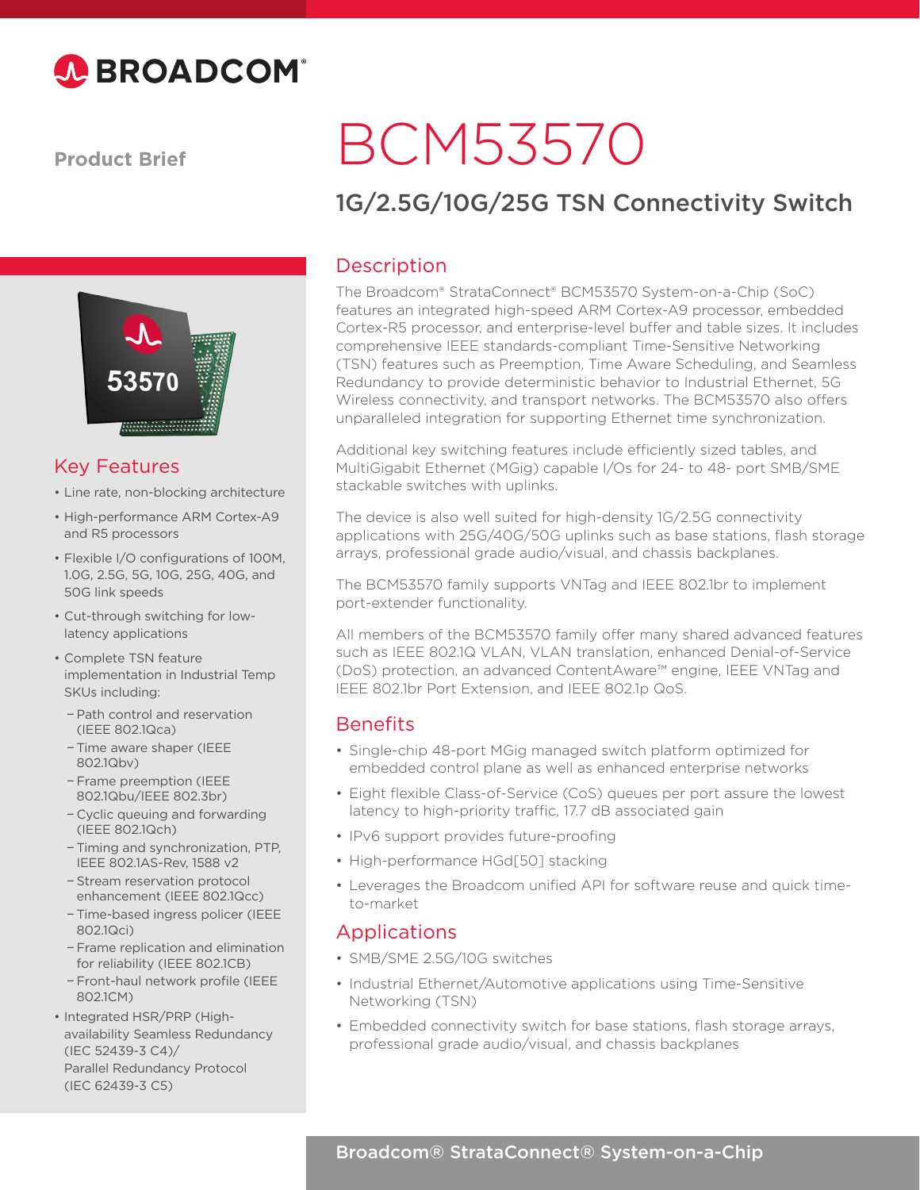# BCM53570

## 1G/2.5G/10G/25G TSN Connectivity Switch

Product Brief

## Description

The Broadcom® StrataConnect® BCM53570 System-on-a-Chip (SoC) features an integrated high-speed ARM Cortex-A9 processor, embedded Cortex-R5 processor, and enterprise-level buffer and table sizes. It includes comprehensive IEEE standards-compliant Time-Sensitive Networking (TSN) features such as Preemption, Time Aware Scheduling, and Seamless Redundancy to provide deterministic behavior to Industrial Ethernet, 5G Wireless connectivity, and transport networks. The BCM53570 also offers unparalleled integration for supporting Ethernet time synchronization.

Additional key switching features include efficiently sized tables, and MultiGigabit Ethernet (MGig) capable I/Os for 24- to 48- port SMB/SME stackable switches with uplinks.

The device is also well suited for high-density 1G/2.5G connectivity applications with 25G/40G/50G uplinks such as base stations, flash storage arrays, professional grade audio/visual, and chassis backplanes.

The BCM53570 family supports VNTag and IEEE 802.1br to implement port-extender functionality.

All members of the BCM53570 family offer many shared advanced features such as IEEE 802.1Q VLAN, VLAN translation, enhanced Denial-of-Service (DoS) protection, an advanced ContentAware™ engine, IEEE VNTag and IEEE 802.1br Port Extension, and IEEE 802.1p QoS.

## Key Features

- Line rate, non-blocking architecture
- High-performance ARM Cortex-A9 and R5 processors
- Flexible I/O configurations of 100M, 1.0G, 2.5G, 5G, 10G, 25G, 40G, and 50G link speeds
- Cut-through switching for low-latency applications
- Complete TSN feature implementation in Industrial Temp SKUs including:
  - Path control and reservation (IEEE 802.1Qca)
  - Time aware shaper (IEEE 802.1Qbv)
  - Frame preemption (IEEE 802.1Qbu/IEEE 802.3br)
  - Cyclic queuing and forwarding (IEEE 802.1Qch)
  - Timing and synchronization, PTP, IEEE 802.1AS-Rev, 1588 v2
  - Stream reservation protocol enhancement (IEEE 802.1Qcc)
  - Time-based ingress policer (IEEE 802.1Qci)
  - Frame replication and elimination for reliability (IEEE 802.1CB)
  - Front-haul network profile (IEEE 802.1CM)
- Integrated HSR/PRP (High-availability Seamless Redundancy (IEC 52439-3 C4)/ Parallel Redundancy Protocol (IEC 62439-3 C5)

## Benefits

- Single-chip 48-port MGig managed switch platform optimized for embedded control plane as well as enhanced enterprise networks
- Eight flexible Class-of-Service (CoS) queues per port assure the lowest latency to high-priority traffic, 17.7 dB associated gain
- IPv6 support provides future-proofing
- High-performance HGd[50] stacking
- Leverages the Broadcom unified API for software reuse and quick time-to-market

## Applications

- SMB/SME 2.5G/10G switches
- Industrial Ethernet/Automotive applications using Time-Sensitive Networking (TSN)
- Embedded connectivity switch for base stations, flash storage arrays, professional grade audio/visual, and chassis backplanes

Broadcom® StrataConnect® System-on-a-Chip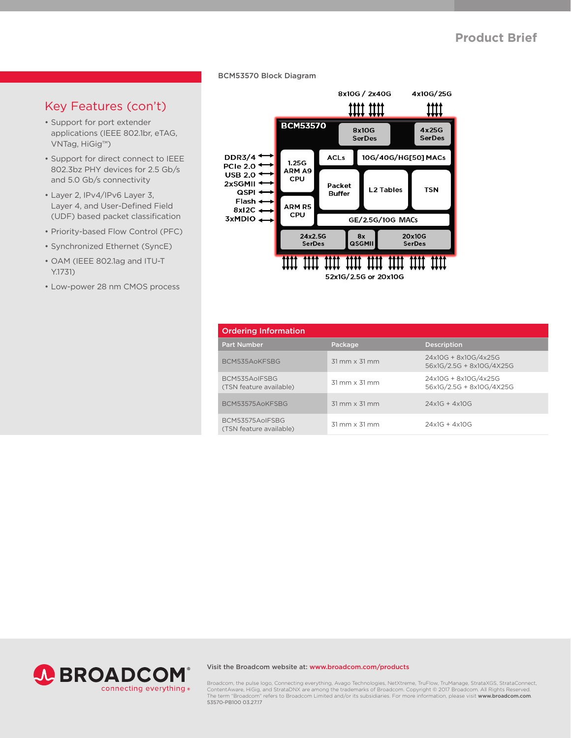Product Brief

## Key Features (con't)

- Support for port extender applications (IEEE 802.1br, eTAG, VNTag, HiGig™)
- Support for direct connect to IEEE 802.3bz PHY devices for 2.5 Gb/s and 5.0 Gb/s connectivity
- Layer 2, IPv4/IPv6 Layer 3, Layer 4, and User-Defined Field (UDF) based packet classification
- Priority-based Flow Control (PFC)
- Synchronized Ethernet (SyncE)
- OAM (IEEE 802.1ag and ITU-T Y.1731)
- Low-power 28 nm CMOS process

BCM53570 Block Diagram

8x10G / 2x40G
4x10G/25G
BCM53570
8x10G SerDes
4x25G SerDes
DDR3/4
PCIe 2.0
USB 2.0
2xSGMII
QSPI
Flash
8xI2C
3xMDIO
1.25G ARM A9 CPU
ARM R5 CPU
ACLs
10G/40G/HG[50] MACs
Packet Buffer
L2 Tables
TSN
GE/2.5G/10G MACs
24x2.5G SerDes
8x QSGMII
20x10G SerDes
52x1G/2.5G or 20x10G

## Ordering Information

| Part Number | Package | Description |
|---|---|---|
| BCM535AoKFSBG | 31 mm x 31 mm | 24x10G + 8x10G/4x25G<br>56x1G/2.5G + 8x10G/4X25G |
| BCM535AoIFSBG<br>(TSN feature available) | 31 mm x 31 mm | 24x10G + 8x10G/4x25G<br>56x1G/2.5G + 8x10G/4X25G |
| BCM53575AoKFSBG | 31 mm x 31 mm | 24x1G + 4x10G |
| BCM53575AoIFSBG<br>(TSN feature available) | 31 mm x 31 mm | 24x1G + 4x10G |

BROADCOM®
connecting everything®

Visit the Broadcom website at: www.broadcom.com/products

Broadcom, the pulse logo, Connecting everything, Avago Technologies, NetXtreme, TruFlow, TruManage, StrataXGS, StrataConnect, ContentAware, HiGig, and StrataDNX are among the trademarks of Broadcom. Copyright © 2017 Broadcom. All Rights Reserved. The term "Broadcom" refers to Broadcom Limited and/or its subsidiaries. For more information, please visit www.broadcom.com.
53570-PB100 03.27.17